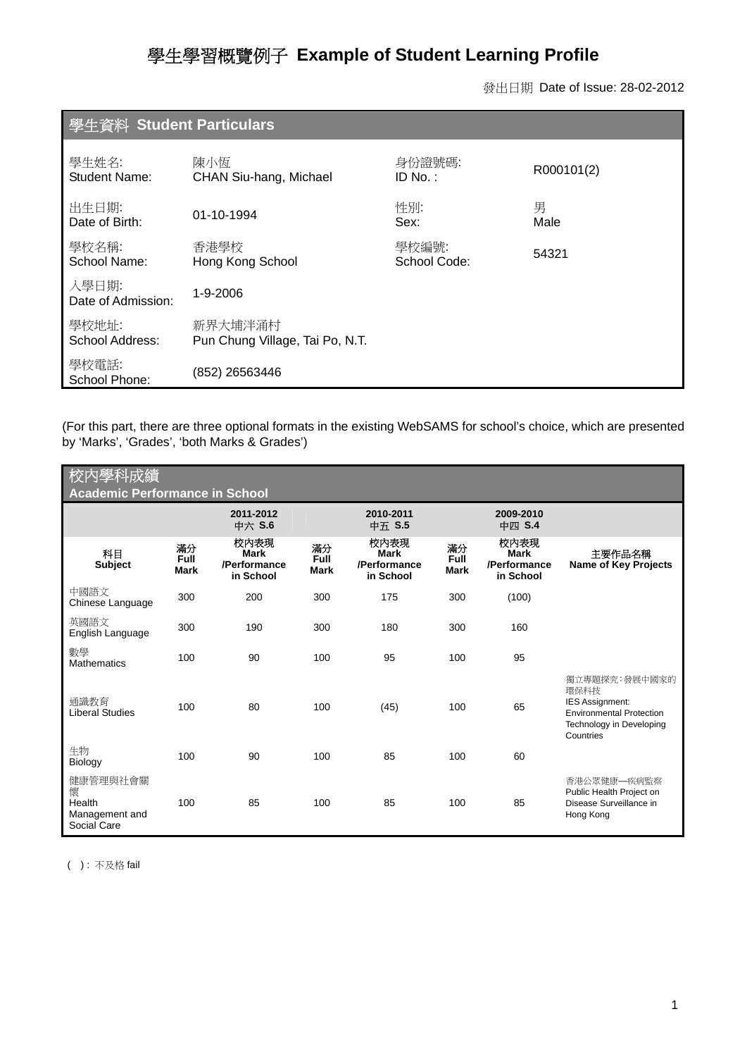# 學生學習概覽例子 Example of Student Learning Profile

發出日期 Date of Issue: 28-02-2012

## 學生資料 Student Particulars

| | | | |
|---|---|---|---|
| 學生姓名: Student Name: | 陳小恆 CHAN Siu-hang, Michael | 身份證號碼: ID No. : | R000101(2) |
| 出生日期: Date of Birth: | 01-10-1994 | 性別: Sex: | 男 Male |
| 學校名稱: School Name: | 香港學校 Hong Kong School | 學校編號: School Code: | 54321 |
| 入學日期: Date of Admission: | 1-9-2006 | | |
| 學校地址: School Address: | 新界大埔泮涌村 Pun Chung Village, Tai Po, N.T. | | |
| 學校電話: School Phone: | (852) 26563446 | | |

(For this part, there are three optional formats in the existing WebSAMS for school's choice, which are presented by 'Marks', 'Grades', 'both Marks & Grades')

## 校內學科成績 Academic Performance in School

| | 2011-2012 中六 S.6 | | 2010-2011 中五 S.5 | | 2009-2010 中四 S.4 | | |
|---|---|---|---|---|---|---|---|
| 科目 Subject | 滿分 Full Mark | 校內表現 Mark /Performance in School | 滿分 Full Mark | 校內表現 Mark /Performance in School | 滿分 Full Mark | 校內表現 Mark /Performance in School | 主要作品名稱 Name of Key Projects |
| 中國語文 Chinese Language | 300 | 200 | 300 | 175 | 300 | (100) | |
| 英國語文 English Language | 300 | 190 | 300 | 180 | 300 | 160 | |
| 數學 Mathematics | 100 | 90 | 100 | 95 | 100 | 95 | |
| 通識教育 Liberal Studies | 100 | 80 | 100 | (45) | 100 | 65 | 獨立專題探究：發展中國家的環保科技 IES Assignment: Environmental Protection Technology in Developing Countries |
| 生物 Biology | 100 | 90 | 100 | 85 | 100 | 60 | |
| 健康管理與社會關懷 Health Management and Social Care | 100 | 85 | 100 | 85 | 100 | 85 | 香港公眾健康—疾病監察 Public Health Project on Disease Surveillance in Hong Kong |

( ) : 不及格 fail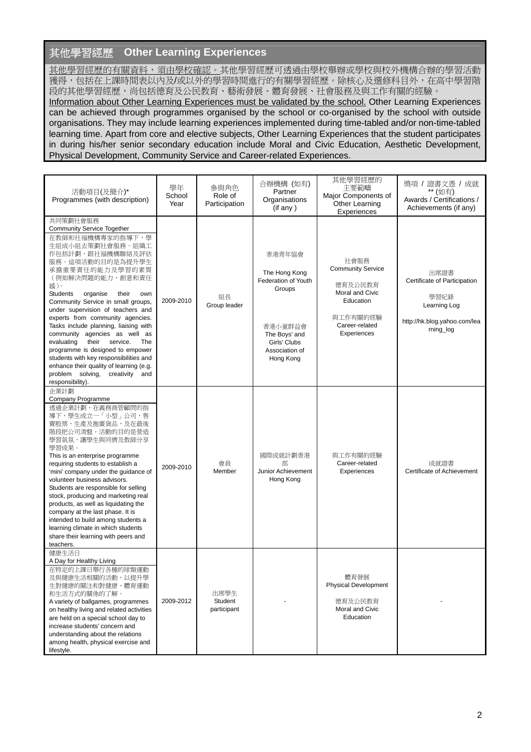## 其他學習經歷　Other Learning Experiences

其他學習經歷的有關資料，須由學校確認。其他學習經歷可透過由學校舉辦或學校與校外機構合辦的學習活動獲得，包括在上課時間表以內及/或以外的學習時間進行的有關學習經歷。除核心及選修科目外，在高中學習階段的其他學習經歷，尚包括德育及公民教育、藝術發展、體育發展、社會服務及與工作有關的經驗。

Information about Other Learning Experiences must be validated by the school. Other Learning Experiences can be achieved through programmes organised by the school or co-organised by the school with outside organisations. They may include learning experiences implemented during time-tabled and/or non-time-tabled learning time. Apart from core and elective subjects, Other Learning Experiences that the student participates in during his/her senior secondary education include Moral and Civic Education, Aesthetic Development, Physical Development, Community Service and Career-related Experiences.

| 活動項目(及簡介)* Programmes (with description) | 學年 School Year | 參與角色 Role of Participation | 合辦機構 (如有) Partner Organisations (if any) | 其他學習經歷的主要範疇 Major Components of Other Learning Experiences | 獎項 / 證書文憑 / 成就 ** (如有) Awards / Certifications / Achievements (if any) |
|---|---|---|---|---|---|
| 共同策劃社會服務<br>Community Service Together<br>在教師和社福機構專家的指導下，學生組成小組去策劃社會服務。組織工作包括計劃、跟社福機構聯絡及評估服務。這項活動的目的是為提升學生承擔重要責任的能力及學習的素質（例如解決問題的能力、創意和責任感）。<br>Students organise their own Community Service in small groups, under supervision of teachers and experts from community agencies. Tasks include planning, liaising with community agencies as well as evaluating their service. The programme is designed to empower students with key responsibilities and enhance their quality of learning (e.g. problem solving, creativity and responsibility). | 2009-2010 | 組長<br>Group leader | 香港青年協會<br>The Hong Kong Federation of Youth Groups<br><br>香港小童群益會<br>The Boys' and Girls' Clubs Association of Hong Kong | 社會服務<br>Community Service<br><br>德育及公民教育<br>Moral and Civic Education<br><br>與工作有關的經驗<br>Career-related Experiences | 出席證書<br>Certificate of Participation<br><br>學習紀錄<br>Learning Log<br><br>http://hk.blog.yahoo.com/learning_log |
| 企業計劃<br>Company Programme<br>透過企業計劃，在義務商管顧問的指導下，學生成立一「小型」公司，售賣股票、生產及推廣貨品，及在最後階段把公司清盤。活動的目的是營造學習氣氛，讓學生與同儕及教師分享學習成果。<br>This is an enterprise programme requiring students to establish a 'mini' company under the guidance of volunteer business advisors. Students are responsible for selling stock, producing and marketing real products, as well as liquidating the company at the last phase. It is intended to build among students a learning climate in which students share their learning with peers and teachers. | 2009-2010 | 會員<br>Member | 國際成就計劃香港部<br>Junior Achievement Hong Kong | 與工作有關的經驗<br>Career-related Experiences | 成就證書<br>Certificate of Achievement |
| 健康生活日<br>A Day for Healthy Living<br>在特定的上課日舉行各種的球類運動及與健康生活相關的活動，以提升學生對健康的關注和對健康、體育運動和生活方式的關係的了解。<br>A variety of ballgames, programmes on healthy living and related activities are held on a special school day to increase students' concern and understanding about the relations among health, physical exercise and lifestyle. | 2009-2012 | 出席學生<br>Student participant | - | 體育發展<br>Physical Development<br><br>德育及公民教育<br>Moral and Civic Education | - |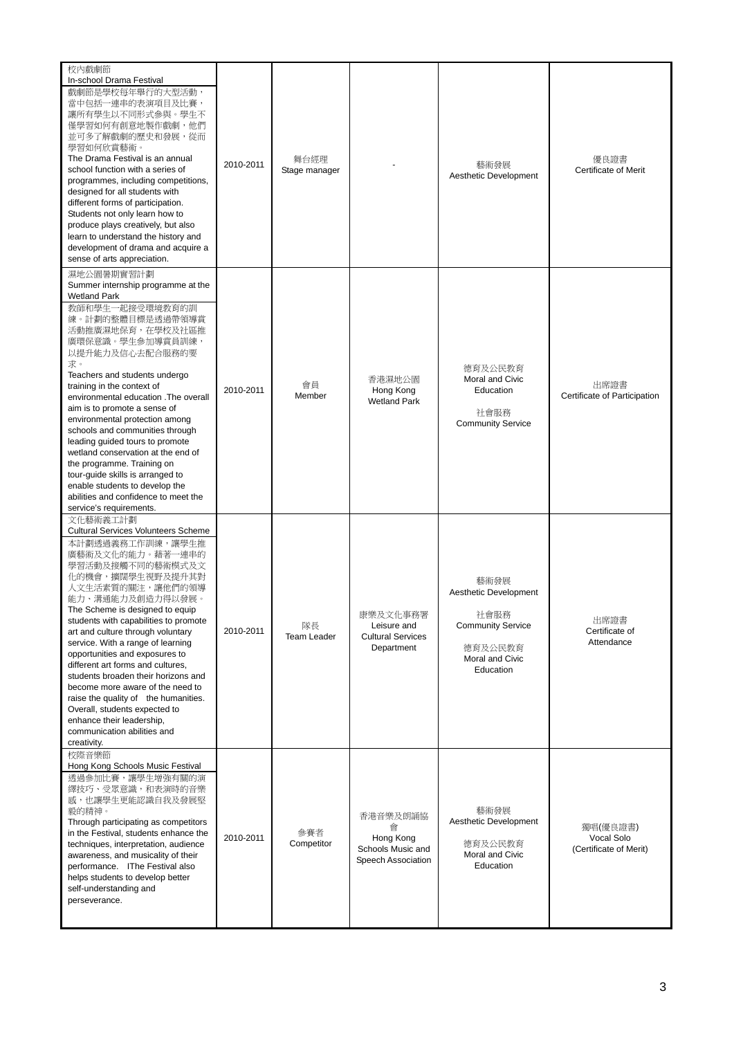| 校內戲劇節 In-school Drama Festival 戲劇節是學校每年舉行的大型活動，當中包括一連串的表演項目及比賽，讓所有學生以不同形式參與。學生不僅學習如何有創意地製作戲劇，他們並可多了解戲劇的歷史和發展，從而學習如何欣賞藝術。 The Drama Festival is an annual school function with a series of programmes, including competitions, designed for all students with different forms of participation. Students not only learn how to produce plays creatively, but also learn to understand the history and development of drama and acquire a sense of arts appreciation. | 2010-2011 | 舞台經理 Stage manager | - | 藝術發展 Aesthetic Development | 優良證書 Certificate of Merit |
|---|---|---|---|---|---|
| 濕地公園暑期實習計劃 Summer internship programme at the Wetland Park 教師和學生一起接受環境教育的訓練。計劃的整體目標是透過帶領導賞活動推廣濕地保育，在學校及社區推廣環保意識。學生參加導賞員訓練，以提升能力及信心去配合服務的要求。 Teachers and students undergo training in the context of environmental education .The overall aim is to promote a sense of environmental protection among schools and communities through leading guided tours to promote wetland conservation at the end of the programme. Training on tour-guide skills is arranged to enable students to develop the abilities and confidence to meet the service's requirements. | 2010-2011 | 會員 Member | 香港濕地公園 Hong Kong Wetland Park | 德育及公民教育 Moral and Civic Education<br><br>社會服務 Community Service | 出席證書 Certificate of Participation |
| 文化藝術義工計劃 Cultural Services Volunteers Scheme 本計劃透過義務工作訓練，讓學生推廣藝術及文化的能力。藉著一連串的學習活動及接觸不同的藝術模式及文化的機會，擴闊學生視野及提升其對人文生活素質的關注，讓他們的領導能力、溝通能力及創造力得以發展。 The Scheme is designed to equip students with capabilities to promote art and culture through voluntary service. With a range of learning opportunities and exposures to different art forms and cultures, students broaden their horizons and become more aware of the need to raise the quality of the humanities. Overall, students expected to enhance their leadership, communication abilities and creativity. | 2010-2011 | 隊長 Team Leader | 康樂及文化事務署 Leisure and Cultural Services Department | 藝術發展 Aesthetic Development<br><br>社會服務 Community Service<br><br>德育及公民教育 Moral and Civic Education | 出席證書 Certificate of Attendance |
| 校際音樂節 Hong Kong Schools Music Festival 透過參加比賽，讓學生增強有關的演繹技巧、受眾意識，和表演時的音樂感，也讓學生更能認識自我及發展堅毅的精神。 Through participating as competitors in the Festival, students enhance the techniques, interpretation, audience awareness, and musicality of their performance. IThe Festival also helps students to develop better self-understanding and perseverance. | 2010-2011 | 參賽者 Competitor | 香港音樂及朗誦協會 Hong Kong Schools Music and Speech Association | 藝術發展 Aesthetic Development<br><br>德育及公民教育 Moral and Civic Education | 獨唱(優良證書) Vocal Solo (Certificate of Merit) |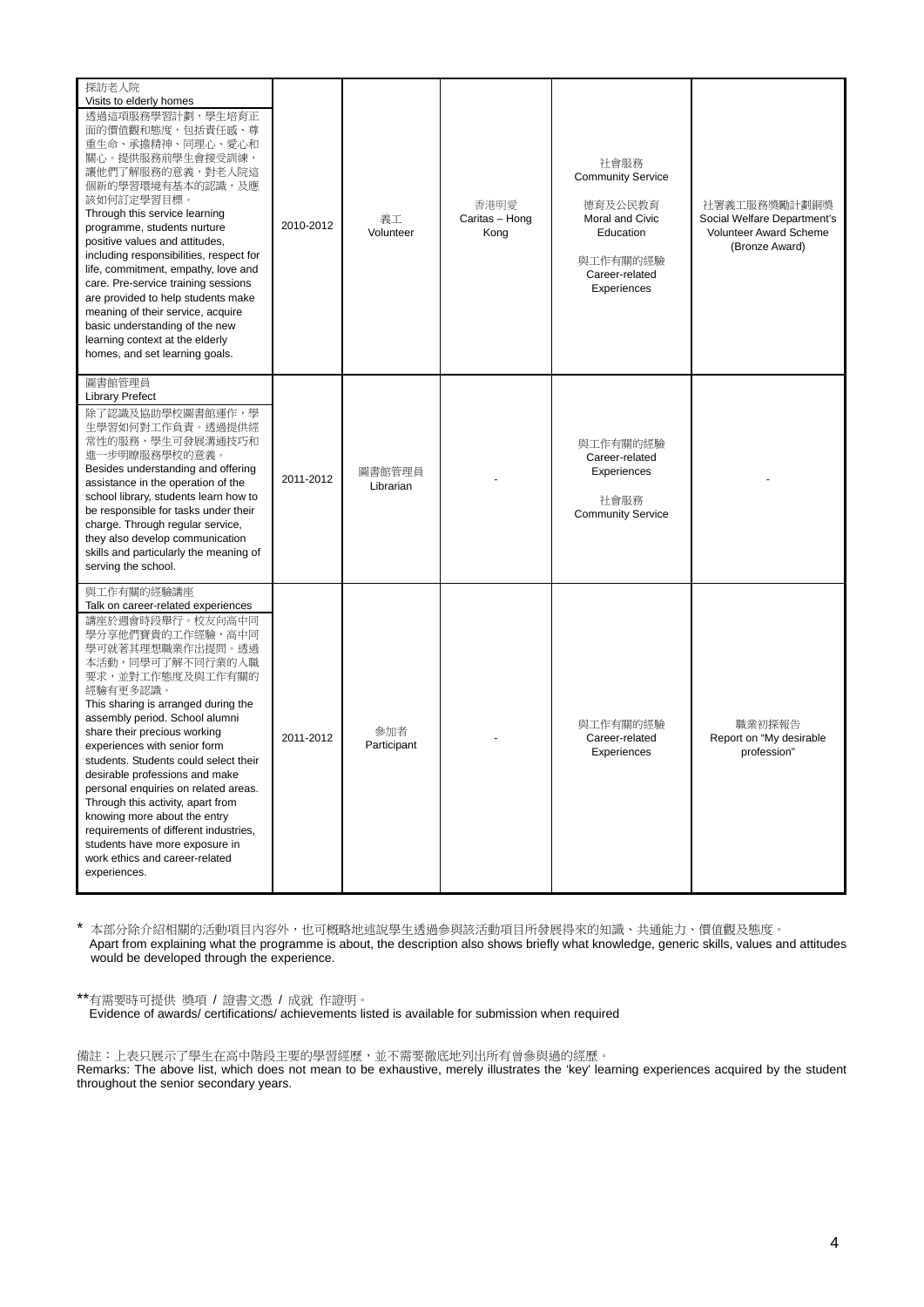| | | | | | |
|---|---|---|---|---|---|
| 探訪老人院<br>Visits to elderly homes<br>透過這項服務學習計劃，學生培育正面的價值觀和態度，包括責任感、尊重生命、承擔精神、同理心、愛心和關心。提供服務前學生會接受訓練，讓他們了解服務的意義，對老人院這個新的學習環境有基本的認識，及應該如何訂定學習目標。<br>Through this service learning programme, students nurture positive values and attitudes, including responsibilities, respect for life, commitment, empathy, love and care. Pre-service training sessions are provided to help students make meaning of their service, acquire basic understanding of the new learning context at the elderly homes, and set learning goals. | 2010-2012 | 義工<br>Volunteer | 香港明愛<br>Caritas – Hong Kong | 社會服務<br>Community Service<br><br>德育及公民教育<br>Moral and Civic Education<br><br>與工作有關的經驗<br>Career-related Experiences | 社署義工服務獎勵計劃銅獎<br>Social Welfare Department's Volunteer Award Scheme (Bronze Award) |
| 圖書館管理員<br>Library Prefect<br>除了認識及協助學校圖書館運作，學生學習如何對工作負責。透過提供經常性的服務，學生可發展溝通技巧和進一步明瞭服務學校的意義。<br>Besides understanding and offering assistance in the operation of the school library, students learn how to be responsible for tasks under their charge. Through regular service, they also develop communication skills and particularly the meaning of serving the school. | 2011-2012 | 圖書館管理員<br>Librarian | - | 與工作有關的經驗<br>Career-related Experiences<br><br>社會服務<br>Community Service | - |
| 與工作有關的經驗講座<br>Talk on career-related experiences<br>講座於週會時段舉行。校友向高中同學分享他們寶貴的工作經驗，高中同學可就著其理想職業作出提問。透過本活動，同學可了解不同行業的入職要求，並對工作態度及與工作有關的經驗有更多認識。<br>This sharing is arranged during the assembly period. School alumni share their precious working experiences with senior form students. Students could select their desirable professions and make personal enquiries on related areas. Through this activity, apart from knowing more about the entry requirements of different industries, students have more exposure in work ethics and career-related experiences. | 2011-2012 | 參加者<br>Participant | - | 與工作有關的經驗<br>Career-related Experiences | 職業初探報告<br>Report on "My desirable profession" |

\* 本部分除介紹相關的活動項目內容外，也可概略地述說學生透過參與該活動項目所發展得來的知識、共通能力、價值觀及態度。
Apart from explaining what the programme is about, the description also shows briefly what knowledge, generic skills, values and attitudes would be developed through the experience.

\*\*有需要時可提供 獎項 / 證書文憑 / 成就 作證明。
Evidence of awards/ certifications/ achievements listed is available for submission when required

備註：上表只展示了學生在高中階段主要的學習經歷，並不需要徹底地列出所有曾參與過的經歷。
Remarks: The above list, which does not mean to be exhaustive, merely illustrates the 'key' learning experiences acquired by the student throughout the senior secondary years.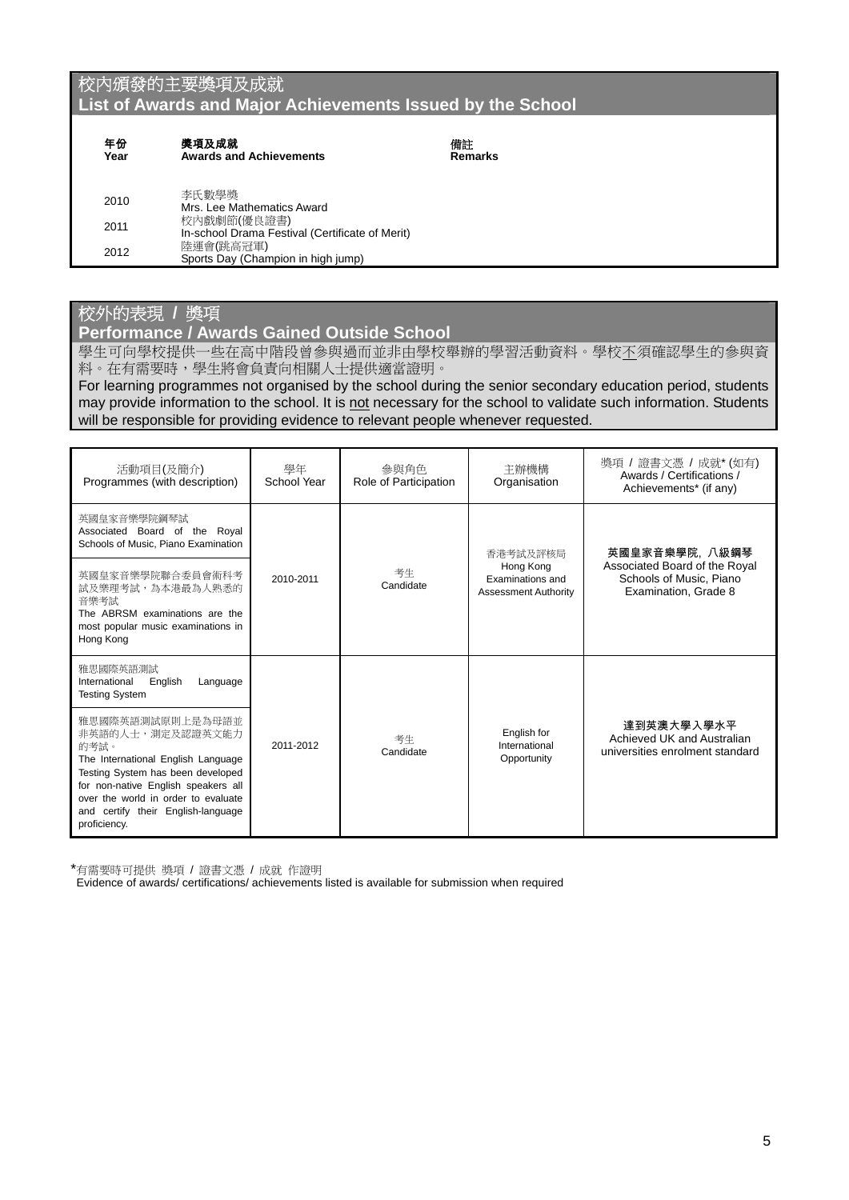## 校內頒發的主要獎項及成就
## List of Awards and Major Achievements Issued by the School

| 年份 Year | 獎項及成就 Awards and Achievements | 備註 Remarks |
|---|---|---|
| 2010 | 李氏數學獎 Mrs. Lee Mathematics Award | |
| 2011 | 校內戲劇節(優良證書) In-school Drama Festival (Certificate of Merit) | |
| 2012 | 陸運會(跳高冠軍) Sports Day (Champion in high jump) | |

## 校外的表現 / 獎項
## Performance / Awards Gained Outside School

學生可向學校提供一些在高中階段曾參與過而並非由學校舉辦的學習活動資料。學校不須確認學生的參與資料。在有需要時，學生將會負責向相關人士提供適當證明。

For learning programmes not organised by the school during the senior secondary education period, students may provide information to the school. It is not necessary for the school to validate such information. Students will be responsible for providing evidence to relevant people whenever requested.

| 活動項目(及簡介) Programmes (with description) | 學年 School Year | 參與角色 Role of Participation | 主辦機構 Organisation | 獎項 / 證書文憑 / 成就* (如有) Awards / Certifications / Achievements* (if any) |
|---|---|---|---|---|
| 英國皇家音樂學院鋼琴試 Associated Board of the Royal Schools of Music, Piano Examination<br><br>英國皇家音樂學院聯合委員會術科考試及樂理考試，為本港最為人熟悉的音樂考試 The ABRSM examinations are the most popular music examinations in Hong Kong | 2010-2011 | 考生 Candidate | 香港考試及評核局 Hong Kong Examinations and Assessment Authority | **英國皇家音樂學院, 八級鋼琴** Associated Board of the Royal Schools of Music, Piano Examination, Grade 8 |
| 雅思國際英語測試 International English Language Testing System<br><br>雅思國際英語測試原則上是為母語並非英語的人士，測定及認證英文能力的考試。 The International English Language Testing System has been developed for non-native English speakers all over the world in order to evaluate and certify their English-language proficiency. | 2011-2012 | 考生 Candidate | English for International Opportunity | **達到英澳大學入學水平** Achieved UK and Australian universities enrolment standard |

*有需要時可提供 獎項 / 證書文憑 / 成就 作證明
Evidence of awards/ certifications/ achievements listed is available for submission when required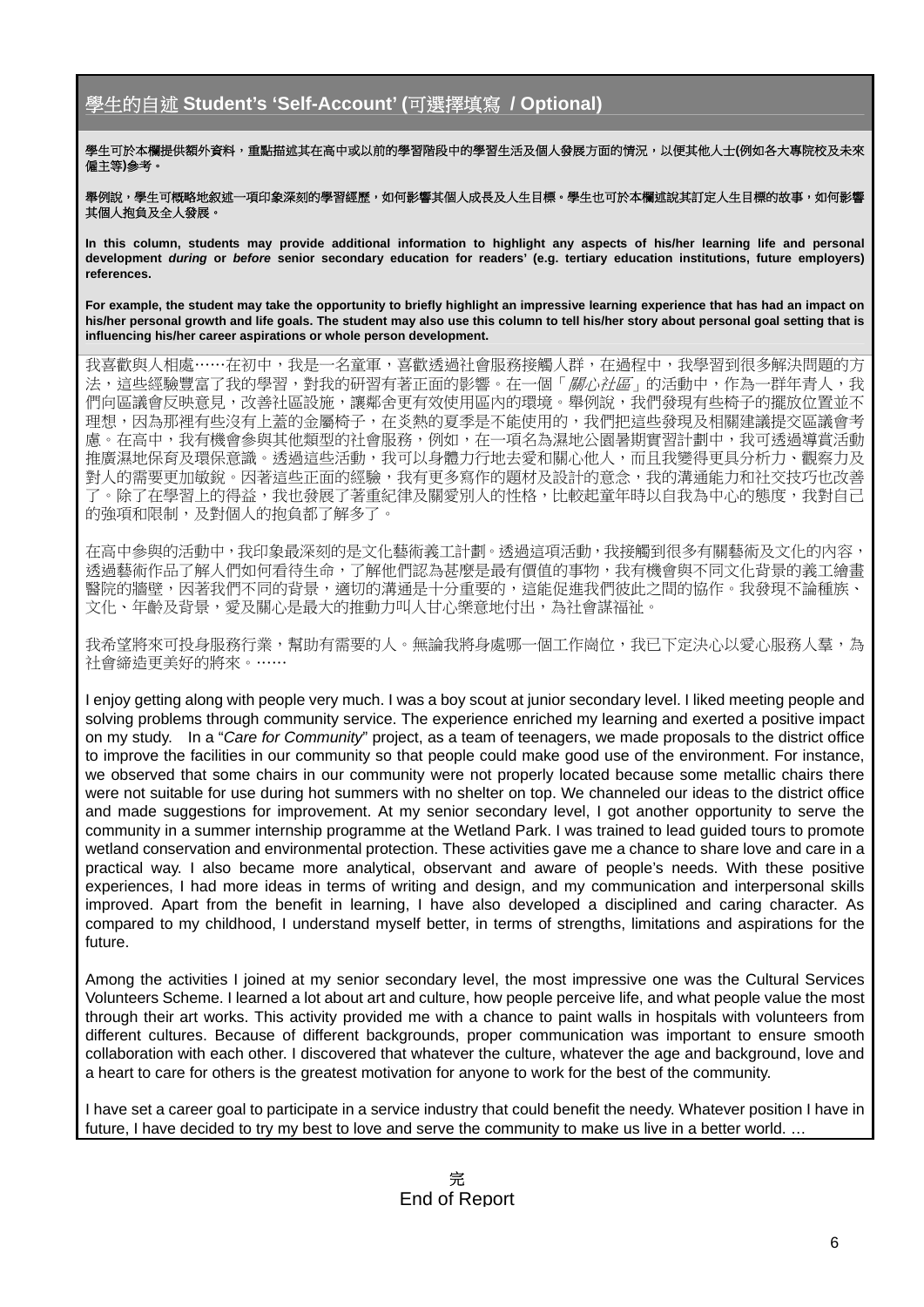## 學生的自述 Student's 'Self-Account' (可選擇填寫 / Optional)

**學生可於本欄提供額外資料，重點描述其在高中或以前的學習階段中的學習生活及個人發展方面的情況，以便其他人士(例如各大專院校及未來僱主等)參考。**

**舉例說，學生可概略地敘述一項印象深刻的學習經歷，如何影響其個人成長及人生目標。學生也可於本欄述說其訂定人生目標的故事，如何影響其個人抱負及全人發展。**

**In this column, students may provide additional information to highlight any aspects of his/her learning life and personal development *during* or *before* senior secondary education for readers' (e.g. tertiary education institutions, future employers) references.**

**For example, the student may take the opportunity to briefly highlight an impressive learning experience that has had an impact on his/her personal growth and life goals. The student may also use this column to tell his/her story about personal goal setting that is influencing his/her career aspirations or whole person development.**

我喜歡與人相處……在初中，我是一名童軍，喜歡透過社會服務接觸人群，在過程中，我學習到很多解決問題的方法，這些經驗豐富了我的學習，對我的研習有著正面的影響。在一個「*關心社區*」的活動中，作為一群年青人，我們向區議會反映意見，改善社區設施，讓鄰舍更有效使用區內的環境。舉例說，我們發現有些椅子的擺放位置並不理想，因為那裡有些沒有上蓋的金屬椅子，在炎熱的夏季是不能使用的，我們把這些發現及相關建議提交區議會考慮。在高中，我有機會參與其他類型的社會服務，例如，在一項名為濕地公園暑期實習計劃中，我可透過導賞活動推廣濕地保育及環保意識。透過這些活動，我可以身體力行地去愛和關心他人，而且我變得更具分析力、觀察力及對人的需要更加敏銳。因著這些正面的經驗，我有更多寫作的題材及設計的意念，我的溝通能力和社交技巧也改善了。除了在學習上的得益，我也發展了著重紀律及關愛別人的性格，比較起童年時以自我為中心的態度，我對自己的強項和限制，及對個人的抱負都了解多了。

在高中參與的活動中，我印象最深刻的是文化藝術義工計劃。透過這項活動，我接觸到很多有關藝術及文化的內容，透過藝術作品了解人們如何看待生命，了解他們認為甚麼是最有價值的事物，我有機會與不同文化背景的義工繪畫醫院的牆壁，因著我們不同的背景，適切的溝通是十分重要的，這能促進我們彼此之間的協作。我發現不論種族、文化、年齡及背景，愛及關心是最大的推動力叫人甘心樂意地付出，為社會謀福祉。

我希望將來可投身服務行業，幫助有需要的人。無論我將身處哪一個工作崗位，我已下定決心以愛心服務人羣，為社會締造更美好的將來。……

I enjoy getting along with people very much. I was a boy scout at junior secondary level. I liked meeting people and solving problems through community service. The experience enriched my learning and exerted a positive impact on my study. In a "*Care for Community*" project, as a team of teenagers, we made proposals to the district office to improve the facilities in our community so that people could make good use of the environment. For instance, we observed that some chairs in our community were not properly located because some metallic chairs there were not suitable for use during hot summers with no shelter on top. We channeled our ideas to the district office and made suggestions for improvement. At my senior secondary level, I got another opportunity to serve the community in a summer internship programme at the Wetland Park. I was trained to lead guided tours to promote wetland conservation and environmental protection. These activities gave me a chance to share love and care in a practical way. I also became more analytical, observant and aware of people's needs. With these positive experiences, I had more ideas in terms of writing and design, and my communication and interpersonal skills improved. Apart from the benefit in learning, I have also developed a disciplined and caring character. As compared to my childhood, I understand myself better, in terms of strengths, limitations and aspirations for the future.

Among the activities I joined at my senior secondary level, the most impressive one was the Cultural Services Volunteers Scheme. I learned a lot about art and culture, how people perceive life, and what people value the most through their art works. This activity provided me with a chance to paint walls in hospitals with volunteers from different cultures. Because of different backgrounds, proper communication was important to ensure smooth collaboration with each other. I discovered that whatever the culture, whatever the age and background, love and a heart to care for others is the greatest motivation for anyone to work for the best of the community.

I have set a career goal to participate in a service industry that could benefit the needy. Whatever position I have in future, I have decided to try my best to love and serve the community to make us live in a better world. …

完
End of Report